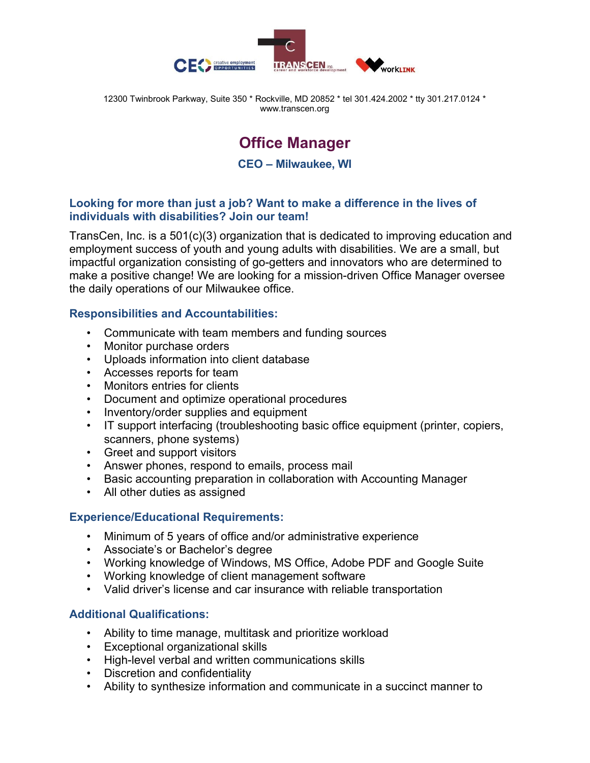12300 Twinbrook Parkway, Suite 350 * Rockville, MD 20852 * tel 301.424.2002 * tty 301.217.0124 * www.transcen.org

# Office Manager

## CEO – Milwaukee, WI

### Looking for more than just a job? Want to make a difference in the lives of individuals with disabilities? Join our team!

TransCen, Inc. is a 501(c)(3) organization that is dedicated to improving education and employment success of youth and young adults with disabilities. We are a small, but impactful organization consisting of go-getters and innovators who are determined to make a positive change! We are looking for a mission-driven Office Manager oversee the daily operations of our Milwaukee office.

### Responsibilities and Accountabilities:

- Communicate with team members and funding sources
- Monitor purchase orders
- Uploads information into client database
- Accesses reports for team
- Monitors entries for clients
- Document and optimize operational procedures
- Inventory/order supplies and equipment
- IT support interfacing (troubleshooting basic office equipment (printer, copiers, scanners, phone systems)
- Greet and support visitors
- Answer phones, respond to emails, process mail
- Basic accounting preparation in collaboration with Accounting Manager
- All other duties as assigned

### Experience/Educational Requirements:

- Minimum of 5 years of office and/or administrative experience
- Associate's or Bachelor's degree
- Working knowledge of Windows, MS Office, Adobe PDF and Google Suite
- Working knowledge of client management software
- Valid driver's license and car insurance with reliable transportation

### Additional Qualifications:

- Ability to time manage, multitask and prioritize workload
- Exceptional organizational skills
- High-level verbal and written communications skills
- Discretion and confidentiality
- Ability to synthesize information and communicate in a succinct manner to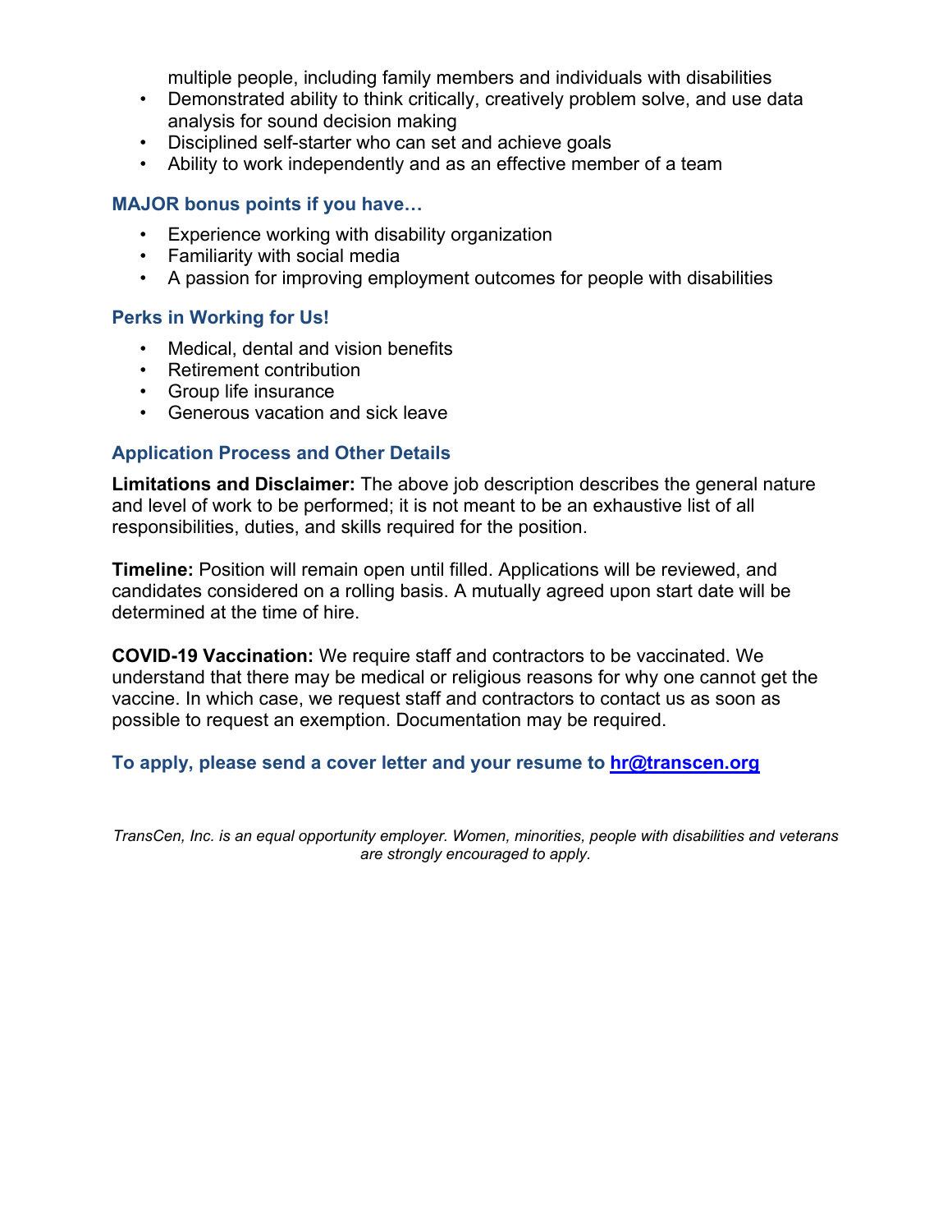multiple people, including family members and individuals with disabilities

- Demonstrated ability to think critically, creatively problem solve, and use data analysis for sound decision making
- Disciplined self-starter who can set and achieve goals
- Ability to work independently and as an effective member of a team

### MAJOR bonus points if you have…

- Experience working with disability organization
- Familiarity with social media
- A passion for improving employment outcomes for people with disabilities

### Perks in Working for Us!

- Medical, dental and vision benefits
- Retirement contribution
- Group life insurance
- Generous vacation and sick leave

### Application Process and Other Details

**Limitations and Disclaimer:** The above job description describes the general nature and level of work to be performed; it is not meant to be an exhaustive list of all responsibilities, duties, and skills required for the position.

**Timeline:** Position will remain open until filled. Applications will be reviewed, and candidates considered on a rolling basis. A mutually agreed upon start date will be determined at the time of hire.

**COVID-19 Vaccination:** We require staff and contractors to be vaccinated. We understand that there may be medical or religious reasons for why one cannot get the vaccine. In which case, we request staff and contractors to contact us as soon as possible to request an exemption. Documentation may be required.

**To apply, please send a cover letter and your resume to [hr@transcen.org](mailto:hr@transcen.org)**

*TransCen, Inc. is an equal opportunity employer. Women, minorities, people with disabilities and veterans are strongly encouraged to apply.*